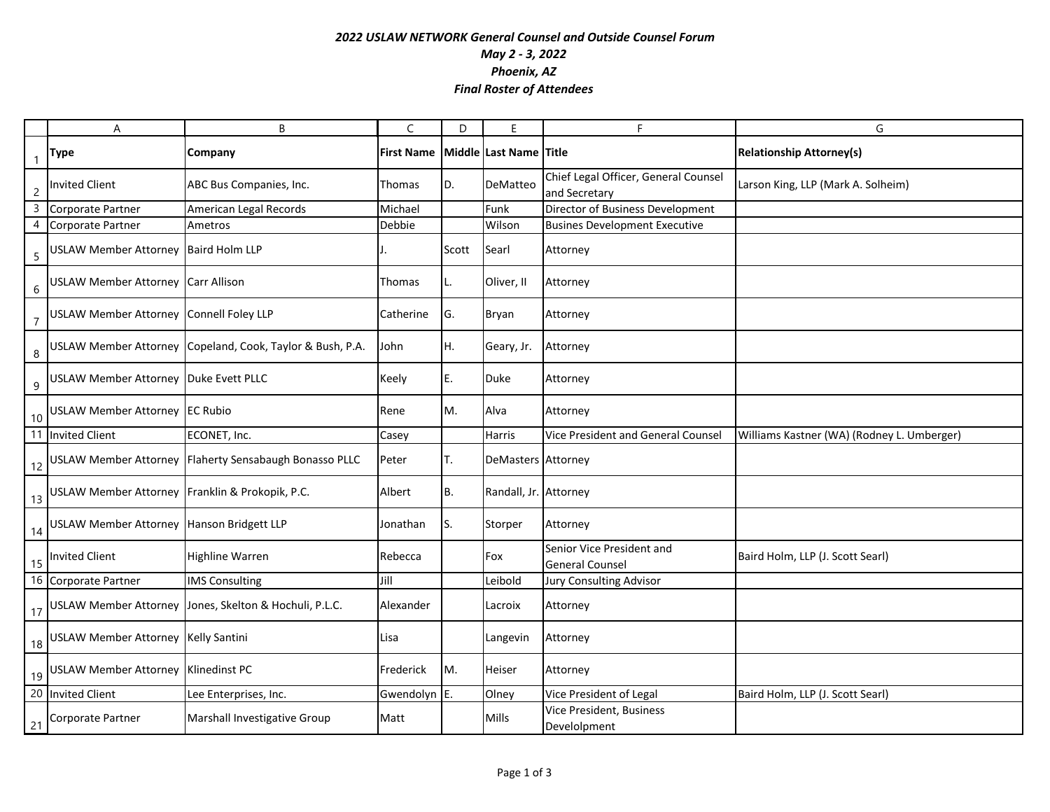***2022 USLAW NETWORK General Counsel and Outside Counsel Forum***
***May 2 - 3, 2022***
***Phoenix, AZ***
***Final Roster of Attendees***

| | A | B | C | D | E | F | G |
|---|---|---|---|---|---|---|---|
| 1 | **Type** | **Company** | **First Name** | **Middle** | **Last Name** | **Title** | **Relationship Attorney(s)** |
| 2 | Invited Client | ABC Bus Companies, Inc. | Thomas | D. | DeMatteo | Chief Legal Officer, General Counsel and Secretary | Larson King, LLP (Mark A. Solheim) |
| 3 | Corporate Partner | American Legal Records | Michael | | Funk | Director of Business Development | |
| 4 | Corporate Partner | Ametros | Debbie | | Wilson | Busines Development Executive | |
| 5 | USLAW Member Attorney | Baird Holm LLP | J. | Scott | Searl | Attorney | |
| 6 | USLAW Member Attorney | Carr Allison | Thomas | L. | Oliver, II | Attorney | |
| 7 | USLAW Member Attorney | Connell Foley LLP | Catherine | G. | Bryan | Attorney | |
| 8 | USLAW Member Attorney | Copeland, Cook, Taylor & Bush, P.A. | John | H. | Geary, Jr. | Attorney | |
| 9 | USLAW Member Attorney | Duke Evett PLLC | Keely | E. | Duke | Attorney | |
| 10 | USLAW Member Attorney | EC Rubio | Rene | M. | Alva | Attorney | |
| 11 | Invited Client | ECONET, Inc. | Casey | | Harris | Vice President and General Counsel | Williams Kastner (WA) (Rodney L. Umberger) |
| 12 | USLAW Member Attorney | Flaherty Sensabaugh Bonasso PLLC | Peter | T. | DeMasters | Attorney | |
| 13 | USLAW Member Attorney | Franklin & Prokopik, P.C. | Albert | B. | Randall, Jr. | Attorney | |
| 14 | USLAW Member Attorney | Hanson Bridgett LLP | Jonathan | S. | Storper | Attorney | |
| 15 | Invited Client | Highline Warren | Rebecca | | Fox | Senior Vice President and General Counsel | Baird Holm, LLP (J. Scott Searl) |
| 16 | Corporate Partner | IMS Consulting | Jill | | Leibold | Jury Consulting Advisor | |
| 17 | USLAW Member Attorney | Jones, Skelton & Hochuli, P.L.C. | Alexander | | Lacroix | Attorney | |
| 18 | USLAW Member Attorney | Kelly Santini | Lisa | | Langevin | Attorney | |
| 19 | USLAW Member Attorney | Klinedinst PC | Frederick | M. | Heiser | Attorney | |
| 20 | Invited Client | Lee Enterprises, Inc. | Gwendolyn | E. | Olney | Vice President of Legal | Baird Holm, LLP (J. Scott Searl) |
| 21 | Corporate Partner | Marshall Investigative Group | Matt | | Mills | Vice President, Business Develolpment | |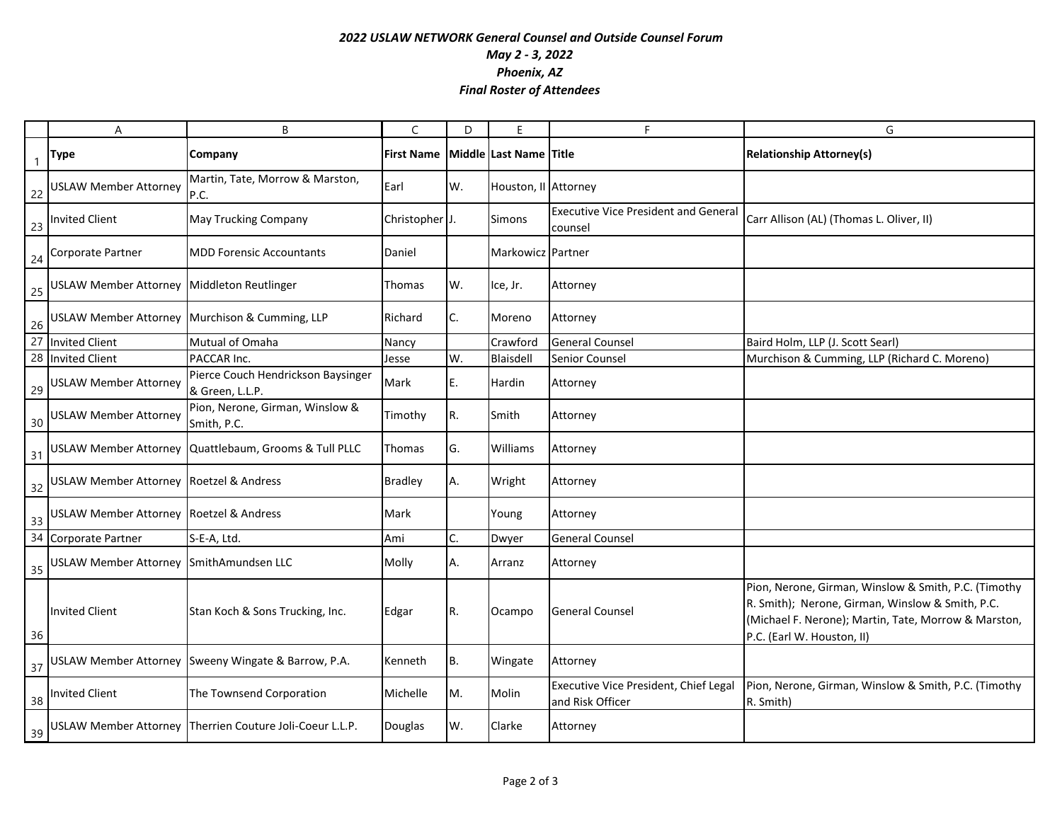*2022 USLAW NETWORK General Counsel and Outside Counsel Forum*
*May 2 - 3, 2022*
*Phoenix, AZ*
*Final Roster of Attendees*

| | A | B | C | D | E | F | G |
|---|---|---|---|---|---|---|---|
| 1 | **Type** | **Company** | **First Name** | **Middle** | **Last Name** | **Title** | **Relationship Attorney(s)** |
| 22 | USLAW Member Attorney | Martin, Tate, Morrow & Marston, P.C. | Earl | W. | Houston, II | Attorney | |
| 23 | Invited Client | May Trucking Company | Christopher | J. | Simons | Executive Vice President and General counsel | Carr Allison (AL) (Thomas L. Oliver, II) |
| 24 | Corporate Partner | MDD Forensic Accountants | Daniel | | Markowicz | Partner | |
| 25 | USLAW Member Attorney | Middleton Reutlinger | Thomas | W. | Ice, Jr. | Attorney | |
| 26 | USLAW Member Attorney | Murchison & Cumming, LLP | Richard | C. | Moreno | Attorney | |
| 27 | Invited Client | Mutual of Omaha | Nancy | | Crawford | General Counsel | Baird Holm, LLP (J. Scott Searl) |
| 28 | Invited Client | PACCAR Inc. | Jesse | W. | Blaisdell | Senior Counsel | Murchison & Cumming, LLP (Richard C. Moreno) |
| 29 | USLAW Member Attorney | Pierce Couch Hendrickson Baysinger & Green, L.L.P. | Mark | E. | Hardin | Attorney | |
| 30 | USLAW Member Attorney | Pion, Nerone, Girman, Winslow & Smith, P.C. | Timothy | R. | Smith | Attorney | |
| 31 | USLAW Member Attorney | Quattlebaum, Grooms & Tull PLLC | Thomas | G. | Williams | Attorney | |
| 32 | USLAW Member Attorney | Roetzel & Andress | Bradley | A. | Wright | Attorney | |
| 33 | USLAW Member Attorney | Roetzel & Andress | Mark | | Young | Attorney | |
| 34 | Corporate Partner | S-E-A, Ltd. | Ami | C. | Dwyer | General Counsel | |
| 35 | USLAW Member Attorney | SmithAmundsen LLC | Molly | A. | Arranz | Attorney | |
| 36 | Invited Client | Stan Koch & Sons Trucking, Inc. | Edgar | R. | Ocampo | General Counsel | Pion, Nerone, Girman, Winslow & Smith, P.C. (Timothy R. Smith); Nerone, Girman, Winslow & Smith, P.C. (Michael F. Nerone); Martin, Tate, Morrow & Marston, P.C. (Earl W. Houston, II) |
| 37 | USLAW Member Attorney | Sweeny Wingate & Barrow, P.A. | Kenneth | B. | Wingate | Attorney | |
| 38 | Invited Client | The Townsend Corporation | Michelle | M. | Molin | Executive Vice President, Chief Legal and Risk Officer | Pion, Nerone, Girman, Winslow & Smith, P.C. (Timothy R. Smith) |
| 39 | USLAW Member Attorney | Therrien Couture Joli-Coeur L.L.P. | Douglas | W. | Clarke | Attorney | |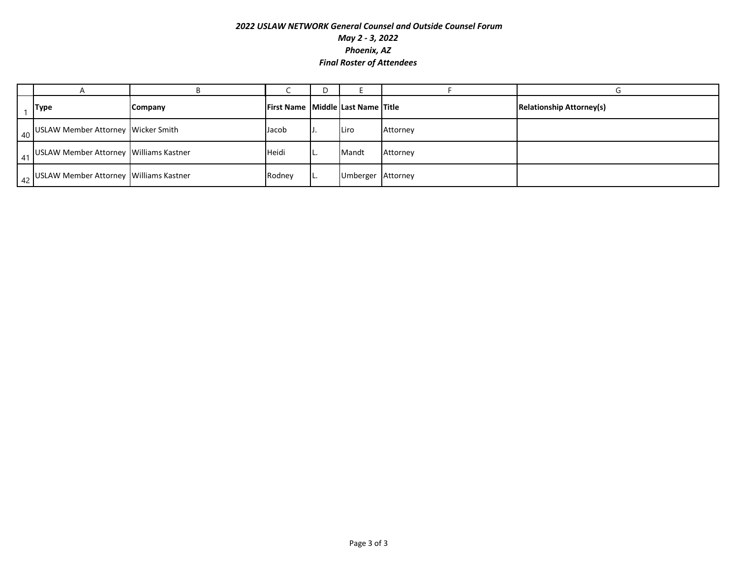***2022 USLAW NETWORK General Counsel and Outside Counsel Forum***
***May 2 - 3, 2022***
***Phoenix, AZ***
***Final Roster of Attendees***

| | A | B | C | D | E | F | G |
|---|---|---|---|---|---|---|---|
| 1 | **Type** | **Company** | **First Name** | **Middle** | **Last Name** | **Title** | **Relationship Attorney(s)** |
| 40 | USLAW Member Attorney | Wicker Smith | Jacob | J. | Liro | Attorney | |
| 41 | USLAW Member Attorney | Williams Kastner | Heidi | L. | Mandt | Attorney | |
| 42 | USLAW Member Attorney | Williams Kastner | Rodney | L. | Umberger | Attorney | |